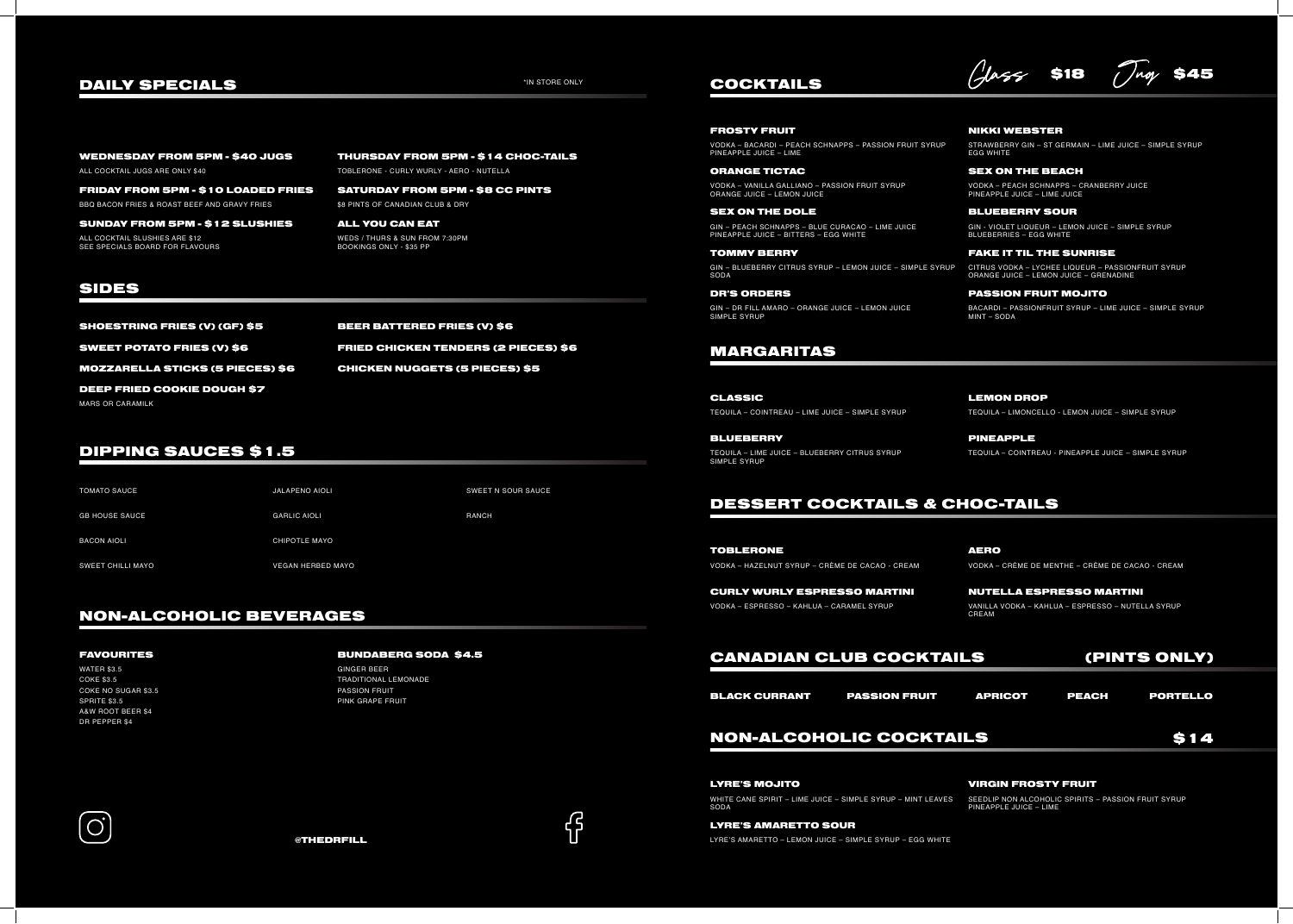## DAILY SPECIALS

*IN STORE ONLY

**WEDNESDAY FROM 5PM - $40 JUGS**
ALL COCKTAIL JUGS ARE ONLY $40

**FRIDAY FROM 5PM - $10 LOADED FRIES**
BBQ BACON FRIES & ROAST BEEF AND GRAVY FRIES

**SUNDAY FROM 5PM - $12 SLUSHIES**
ALL COCKTAIL SLUSHIES ARE $12
SEE SPECIALS BOARD FOR FLAVOURS

**THURSDAY FROM 5PM - $14 CHOC-TAILS**
TOBLERONE - CURLY WURLY - AERO - NUTELLA

**SATURDAY FROM 5PM - $8 CC PINTS**
$8 PINTS OF CANADIAN CLUB & DRY

**ALL YOU CAN EAT**
WEDS / THURS & SUN FROM 7:30PM
BOOKINGS ONLY - $35 PP

## SIDES

**SHOESTRING FRIES (V) (GF) $5**

**SWEET POTATO FRIES (V) $6**

**MOZZARELLA STICKS (5 PIECES) $6**

**DEEP FRIED COOKIE DOUGH $7**
MARS OR CARAMILK

**BEER BATTERED FRIES (V) $6**

**FRIED CHICKEN TENDERS (2 PIECES) $6**

**CHICKEN NUGGETS (5 PIECES) $5**

## DIPPING SAUCES $1.5

- TOMATO SAUCE
- GB HOUSE SAUCE
- BACON AIOLI
- SWEET CHILLI MAYO
- JALAPENO AIOLI
- GARLIC AIOLI
- CHIPOTLE MAYO
- VEGAN HERBED MAYO
- SWEET N SOUR SAUCE
- RANCH

## NON-ALCOHOLIC BEVERAGES

**FAVOURITES**
WATER $3.5
COKE $3.5
COKE NO SUGAR $3.5
SPRITE $3.5
A&W ROOT BEER $4
DR PEPPER $4

**BUNDABERG SODA $4.5**
GINGER BEER
TRADITIONAL LEMONADE
PASSION FRUIT
PINK GRAPE FRUIT

@THEDRFILL

## COCKTAILS

Glass **$18** Jug **$45**

**FROSTY FRUIT**
VODKA – BACARDI – PEACH SCHNAPPS – PASSION FRUIT SYRUP PINEAPPLE JUICE – LIME

**ORANGE TICTAC**
VODKA – VANILLA GALLIANO – PASSION FRUIT SYRUP ORANGE JUICE – LEMON JUICE

**SEX ON THE DOLE**
GIN – PEACH SCHNAPPS – BLUE CURACAO – LIME JUICE PINEAPPLE JUICE – BITTERS – EGG WHITE

**TOMMY BERRY**
GIN – BLUEBERRY CITRUS SYRUP – LEMON JUICE – SIMPLE SYRUP SODA

**DR'S ORDERS**
GIN – DR FILL AMARO – ORANGE JUICE – LEMON JUICE SIMPLE SYRUP

**NIKKI WEBSTER**
STRAWBERRY GIN – ST GERMAIN – LIME JUICE – SIMPLE SYRUP EGG WHITE

**SEX ON THE BEACH**
VODKA – PEACH SCHNAPPS – CRANBERRY JUICE PINEAPPLE JUICE – LIME JUICE

**BLUEBERRY SOUR**
GIN - VIOLET LIQUEUR – LEMON JUICE – SIMPLE SYRUP BLUEBERRIES – EGG WHITE

**FAKE IT TIL THE SUNRISE**
CITRUS VODKA – LYCHEE LIQUEUR – PASSIONFRUIT SYRUP ORANGE JUICE – LEMON JUICE – GRENADINE

**PASSION FRUIT MOJITO**
BACARDI – PASSIONFRUIT SYRUP – LIME JUICE – SIMPLE SYRUP MINT – SODA

## MARGARITAS

**CLASSIC**
TEQUILA – COINTREAU – LIME JUICE – SIMPLE SYRUP

**BLUEBERRY**
TEQUILA – LIME JUICE – BLUEBERRY CITRUS SYRUP SIMPLE SYRUP

**LEMON DROP**
TEQUILA – LIMONCELLO - LEMON JUICE – SIMPLE SYRUP

**PINEAPPLE**
TEQUILA – COINTREAU - PINEAPPLE JUICE – SIMPLE SYRUP

## DESSERT COCKTAILS & CHOC-TAILS

**TOBLERONE**
VODKA – HAZELNUT SYRUP – CRÈME DE CACAO - CREAM

**CURLY WURLY ESPRESSO MARTINI**
VODKA – ESPRESSO – KAHLUA – CARAMEL SYRUP

**AERO**
VODKA – CRÈME DE MENTHE – CRÈME DE CACAO - CREAM

**NUTELLA ESPRESSO MARTINI**
VANILLA VODKA – KAHLUA – ESPRESSO – NUTELLA SYRUP CREAM

## CANADIAN CLUB COCKTAILS (PINTS ONLY)

**BLACK CURRANT** · **PASSION FRUIT** · **APRICOT** · **PEACH** · **PORTELLO**

## NON-ALCOHOLIC COCKTAILS $14

**LYRE'S MOJITO**
WHITE CANE SPIRIT – LIME JUICE – SIMPLE SYRUP – MINT LEAVES SODA

**LYRE'S AMARETTO SOUR**
LYRE'S AMARETTO – LEMON JUICE – SIMPLE SYRUP – EGG WHITE

**VIRGIN FROSTY FRUIT**
SEEDLIP NON ALCOHOLIC SPIRITS – PASSION FRUIT SYRUP PINEAPPLE JUICE – LIME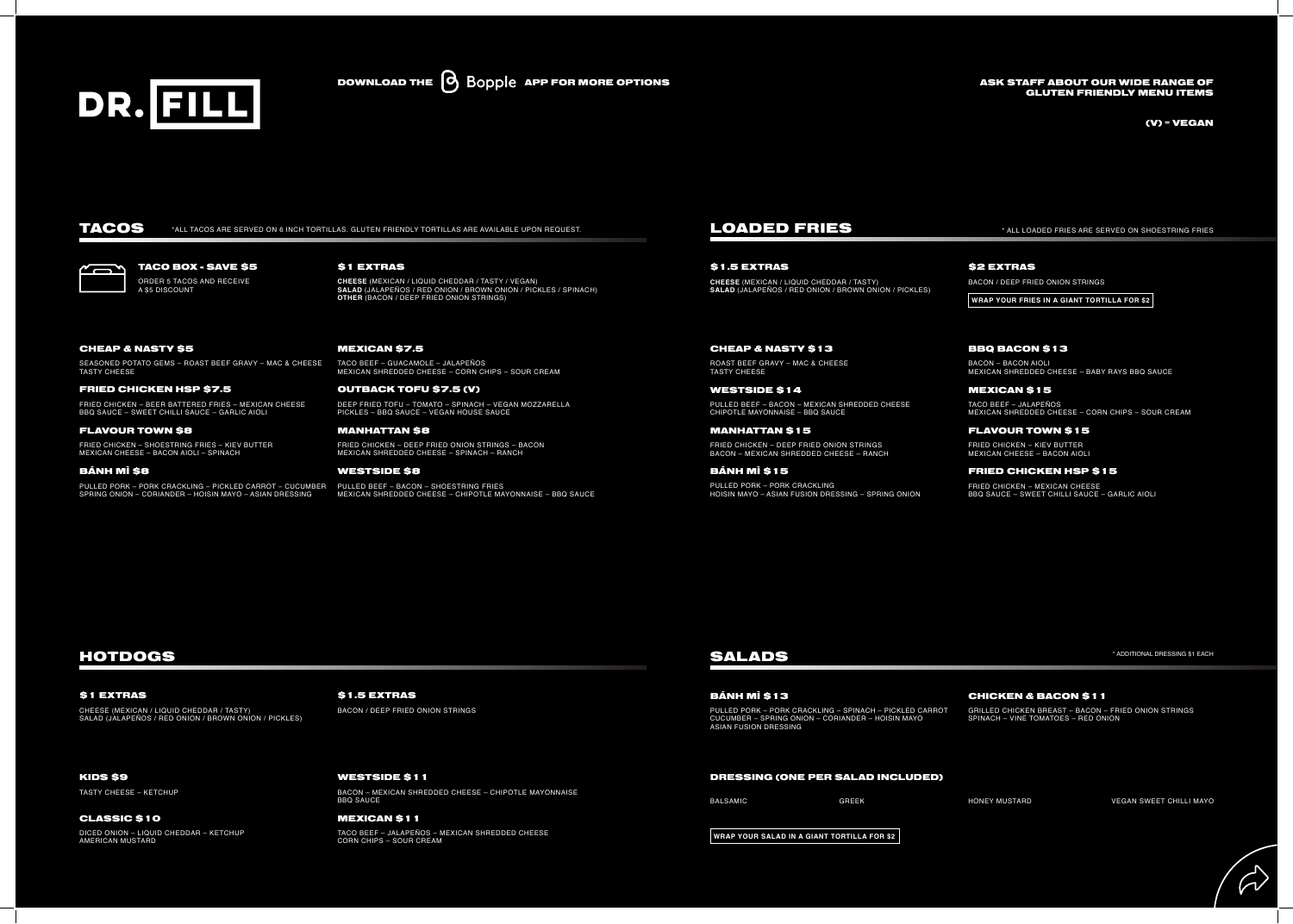# DR. FILL

**DOWNLOAD THE Bopple APP FOR MORE OPTIONS**

**ASK STAFF ABOUT OUR WIDE RANGE OF GLUTEN FRIENDLY MENU ITEMS**

**(V) = VEGAN**

## TACOS

*ALL TACOS ARE SERVED ON 6 INCH TORTILLAS. GLUTEN FRIENDLY TORTILLAS ARE AVAILABLE UPON REQUEST.

### TACO BOX - SAVE $5

ORDER 5 TACOS AND RECEIVE A $5 DISCOUNT

### $1 EXTRAS

**CHEESE** (MEXICAN / LIQUID CHEDDAR / TASTY / VEGAN)
**SALAD** (JALAPEÑOS / RED ONION / BROWN ONION / PICKLES / SPINACH)
**OTHER** (BACON / DEEP FRIED ONION STRINGS)

### CHEAP & NASTY $5

SEASONED POTATO GEMS – ROAST BEEF GRAVY – MAC & CHEESE TASTY CHEESE

### FRIED CHICKEN HSP $7.5

FRIED CHICKEN – BEER BATTERED FRIES – MEXICAN CHEESE BBQ SAUCE – SWEET CHILLI SAUCE – GARLIC AIOLI

### FLAVOUR TOWN $8

FRIED CHICKEN – SHOESTRING FRIES – KIEV BUTTER MEXICAN CHEESE – BACON AIOLI – SPINACH

### BÁNH MÌ $8

PULLED PORK – PORK CRACKLING – PICKLED CARROT – CUCUMBER SPRING ONION – CORIANDER – HOISIN MAYO – ASIAN DRESSING

### MEXICAN $7.5

TACO BEEF – GUACAMOLE – JALAPEÑOS MEXICAN SHREDDED CHEESE – CORN CHIPS – SOUR CREAM

### OUTBACK TOFU $7.5 (V)

DEEP FRIED TOFU – TOMATO – SPINACH – VEGAN MOZZARELLA PICKLES – BBQ SAUCE – VEGAN HOUSE SAUCE

### MANHATTAN $8

FRIED CHICKEN – DEEP FRIED ONION STRINGS – BACON MEXICAN SHREDDED CHEESE – SPINACH – RANCH

### WESTSIDE $8

PULLED BEEF – BACON – SHOESTRING FRIES MEXICAN SHREDDED CHEESE – CHIPOTLE MAYONNAISE – BBQ SAUCE

## LOADED FRIES

* ALL LOADED FRIES ARE SERVED ON SHOESTRING FRIES

### $1.5 EXTRAS

**CHEESE** (MEXICAN / LIQUID CHEDDAR / TASTY)
**SALAD** (JALAPEÑOS / RED ONION / BROWN ONION / PICKLES)

### $2 EXTRAS

BACON / DEEP FRIED ONION STRINGS

**WRAP YOUR FRIES IN A GIANT TORTILLA FOR $2**

### CHEAP & NASTY $13

ROAST BEEF GRAVY – MAC & CHEESE TASTY CHEESE

### WESTSIDE $14

PULLED BEEF – BACON – MEXICAN SHREDDED CHEESE CHIPOTLE MAYONNAISE – BBQ SAUCE

### MANHATTAN $15

FRIED CHICKEN – DEEP FRIED ONION STRINGS BACON – MEXICAN SHREDDED CHEESE – RANCH

### BÁNH MÌ $15

PULLED PORK – PORK CRACKLING HOISIN MAYO – ASIAN FUSION DRESSING – SPRING ONION

### BBQ BACON $13

BACON – BACON AIOLI MEXICAN SHREDDED CHEESE – BABY RAYS BBQ SAUCE

### MEXICAN $15

TACO BEEF – JALAPEÑOS MEXICAN SHREDDED CHEESE – CORN CHIPS – SOUR CREAM

### FLAVOUR TOWN $15

FRIED CHICKEN – KIEV BUTTER MEXICAN CHEESE – BACON AIOLI

### FRIED CHICKEN HSP $15

FRIED CHICKEN – MEXICAN CHEESE BBQ SAUCE – SWEET CHILLI SAUCE – GARLIC AIOLI

## HOTDOGS

### $1 EXTRAS

CHEESE (MEXICAN / LIQUID CHEDDAR / TASTY)
SALAD (JALAPEÑOS / RED ONION / BROWN ONION / PICKLES)

### $1.5 EXTRAS

BACON / DEEP FRIED ONION STRINGS

### KIDS $9

TASTY CHEESE – KETCHUP

### CLASSIC $10

DICED ONION – LIQUID CHEDDAR – KETCHUP AMERICAN MUSTARD

### WESTSIDE $11

BACON – MEXICAN SHREDDED CHEESE – CHIPOTLE MAYONNAISE BBQ SAUCE

### MEXICAN $11

TACO BEEF – JALAPEÑOS – MEXICAN SHREDDED CHEESE CORN CHIPS – SOUR CREAM

## SALADS

* ADDITIONAL DRESSING $1 EACH

### BÁNH MÌ $13

PULLED PORK – PORK CRACKLING – SPINACH – PICKLED CARROT CUCUMBER – SPRING ONION – CORIANDER – HOISIN MAYO ASIAN FUSION DRESSING

### CHICKEN & BACON $11

GRILLED CHICKEN BREAST – BACON – FRIED ONION STRINGS SPINACH – VINE TOMATOES – RED ONION

### DRESSING (ONE PER SALAD INCLUDED)

BALSAMIC
GREEK
HONEY MUSTARD
VEGAN SWEET CHILLI MAYO

**WRAP YOUR SALAD IN A GIANT TORTILLA FOR $2**